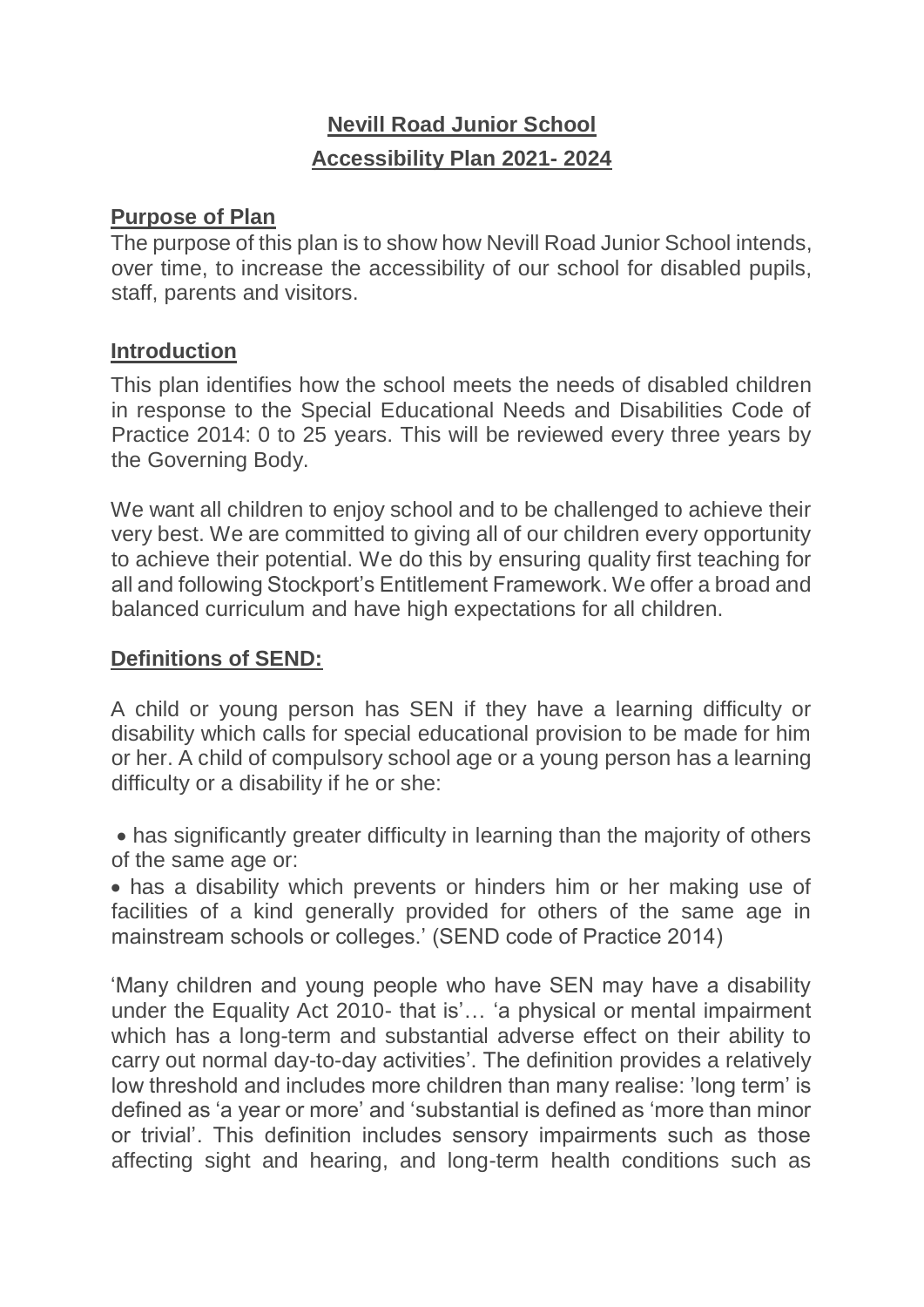# **Nevill Road Junior School**

## **Accessibility Plan 2021- 2024**

### **Purpose of Plan**

The purpose of this plan is to show how Nevill Road Junior School intends, over time, to increase the accessibility of our school for disabled pupils, staff, parents and visitors.

### **Introduction**

This plan identifies how the school meets the needs of disabled children in response to the Special Educational Needs and Disabilities Code of Practice 2014: 0 to 25 years. This will be reviewed every three years by the Governing Body.

We want all children to enjoy school and to be challenged to achieve their very best. We are committed to giving all of our children every opportunity to achieve their potential. We do this by ensuring quality first teaching for all and following Stockport's Entitlement Framework. We offer a broad and balanced curriculum and have high expectations for all children.

### **Definitions of SEND:**

A child or young person has SEN if they have a learning difficulty or disability which calls for special educational provision to be made for him or her. A child of compulsory school age or a young person has a learning difficulty or a disability if he or she:

- has significantly greater difficulty in learning than the majority of others of the same age or:
- has a disability which prevents or hinders him or her making use of facilities of a kind generally provided for others of the same age in mainstream schools or colleges.' (SEND code of Practice 2014)

'Many children and young people who have SEN may have a disability under the Equality Act 2010- that is'… 'a physical or mental impairment which has a long-term and substantial adverse effect on their ability to carry out normal day-to-day activities'. The definition provides a relatively low threshold and includes more children than many realise: 'long term' is defined as 'a year or more' and 'substantial is defined as 'more than minor or trivial'. This definition includes sensory impairments such as those affecting sight and hearing, and long-term health conditions such as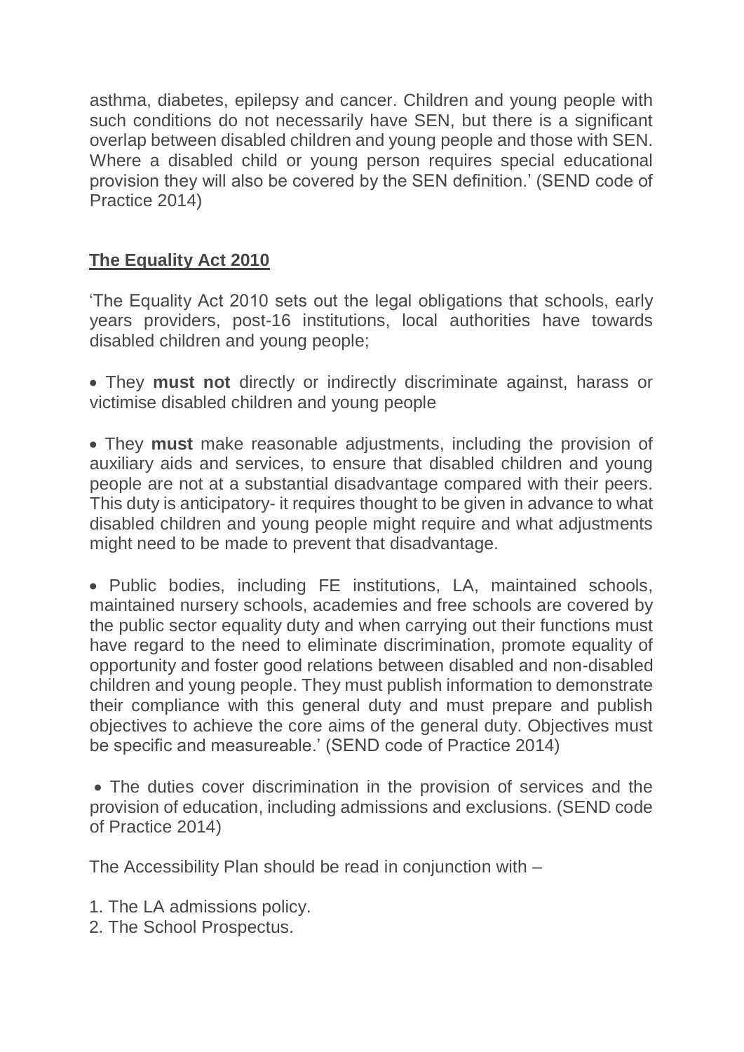asthma, diabetes, epilepsy and cancer. Children and young people with such conditions do not necessarily have SEN, but there is a significant overlap between disabled children and young people and those with SEN. Where a disabled child or young person requires special educational provision they will also be covered by the SEN definition.' (SEND code of Practice 2014)

## **The Equality Act 2010**

'The Equality Act 2010 sets out the legal obligations that schools, early years providers, post-16 institutions, local authorities have towards disabled children and young people;

- They **must not** directly or indirectly discriminate against, harass or victimise disabled children and young people

- They **must** make reasonable adjustments, including the provision of auxiliary aids and services, to ensure that disabled children and young people are not at a substantial disadvantage compared with their peers. This duty is anticipatory- it requires thought to be given in advance to what disabled children and young people might require and what adjustments might need to be made to prevent that disadvantage.

- Public bodies, including FE institutions, LA, maintained schools, maintained nursery schools, academies and free schools are covered by the public sector equality duty and when carrying out their functions must have regard to the need to eliminate discrimination, promote equality of opportunity and foster good relations between disabled and non-disabled children and young people. They must publish information to demonstrate their compliance with this general duty and must prepare and publish objectives to achieve the core aims of the general duty. Objectives must be specific and measureable.' (SEND code of Practice 2014)

- The duties cover discrimination in the provision of services and the provision of education, including admissions and exclusions. (SEND code of Practice 2014)

The Accessibility Plan should be read in conjunction with –

1. The LA admissions policy.
2. The School Prospectus.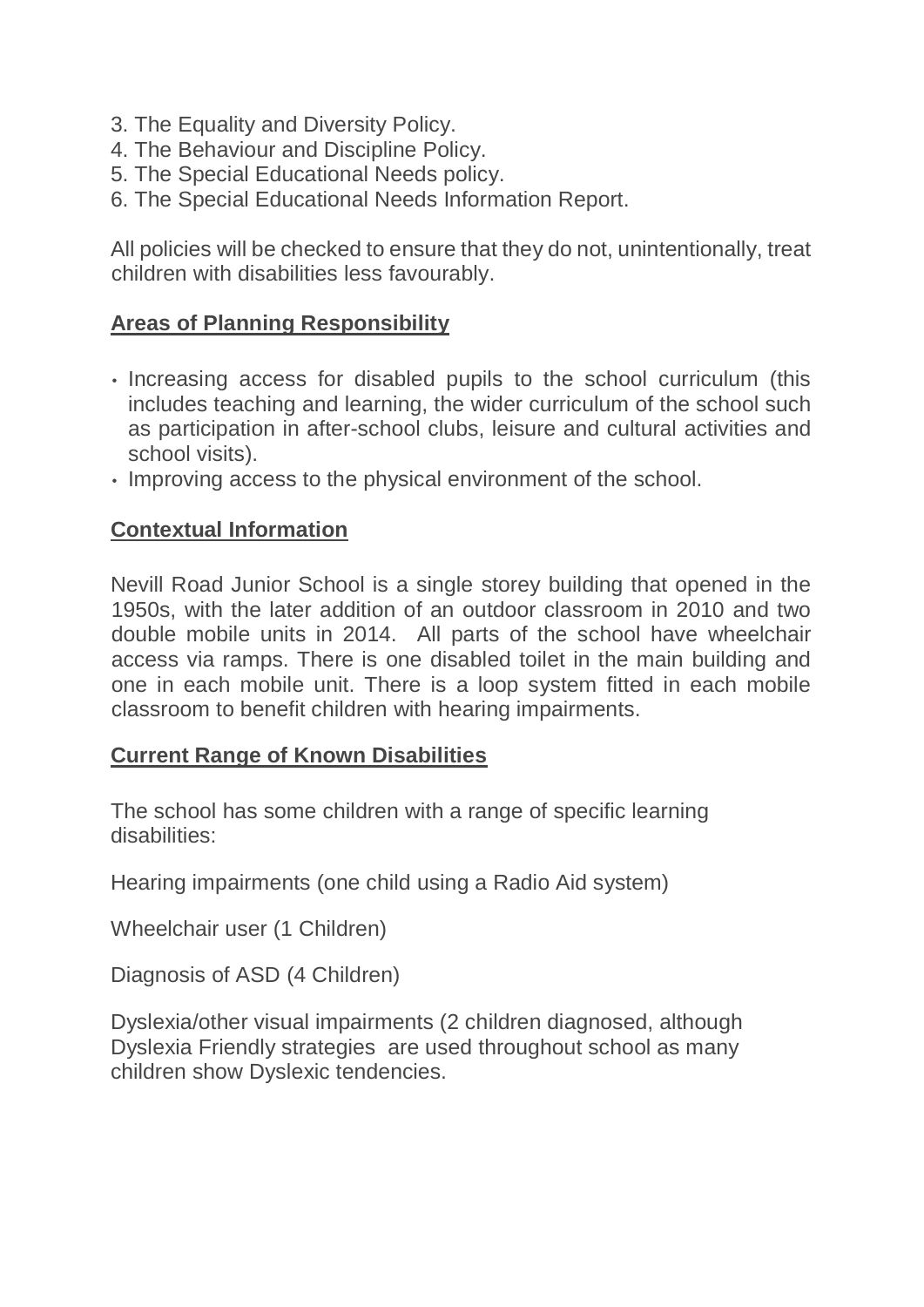3. The Equality and Diversity Policy.
4. The Behaviour and Discipline Policy.
5. The Special Educational Needs policy.
6. The Special Educational Needs Information Report.

All policies will be checked to ensure that they do not, unintentionally, treat children with disabilities less favourably.

## Areas of Planning Responsibility

- Increasing access for disabled pupils to the school curriculum (this includes teaching and learning, the wider curriculum of the school such as participation in after-school clubs, leisure and cultural activities and school visits).
- Improving access to the physical environment of the school.

## Contextual Information

Nevill Road Junior School is a single storey building that opened in the 1950s, with the later addition of an outdoor classroom in 2010 and two double mobile units in 2014. All parts of the school have wheelchair access via ramps. There is one disabled toilet in the main building and one in each mobile unit. There is a loop system fitted in each mobile classroom to benefit children with hearing impairments.

## Current Range of Known Disabilities

The school has some children with a range of specific learning disabilities:

Hearing impairments (one child using a Radio Aid system)

Wheelchair user (1 Children)

Diagnosis of ASD (4 Children)

Dyslexia/other visual impairments (2 children diagnosed, although Dyslexia Friendly strategies are used throughout school as many children show Dyslexic tendencies.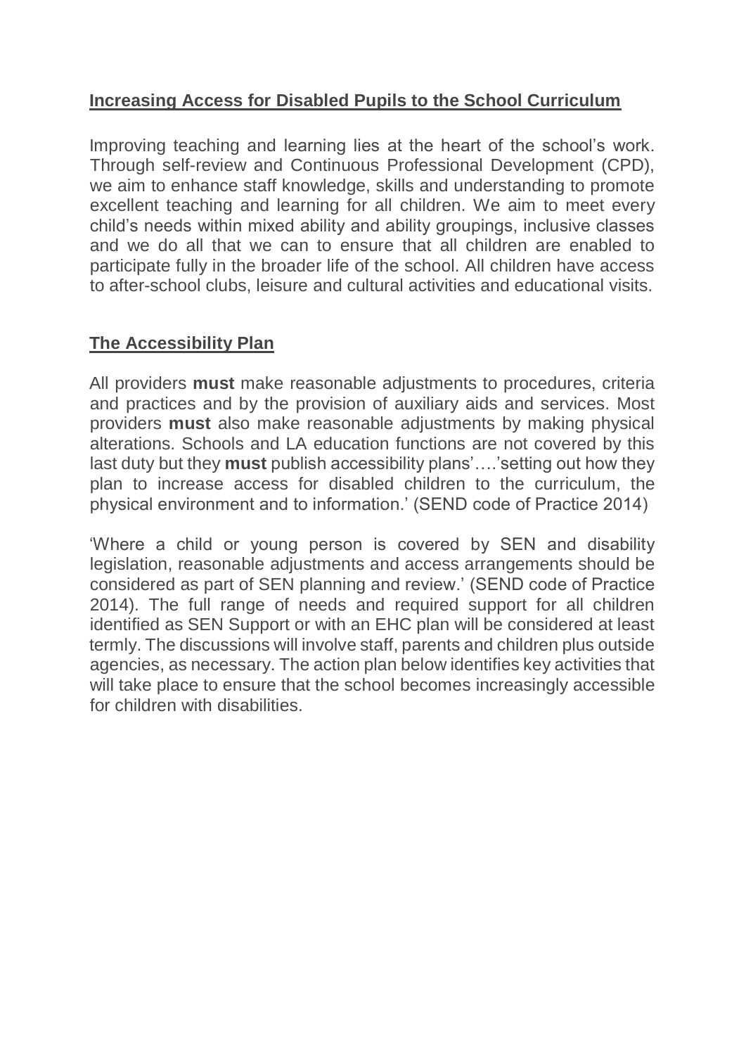## Increasing Access for Disabled Pupils to the School Curriculum

Improving teaching and learning lies at the heart of the school's work. Through self-review and Continuous Professional Development (CPD), we aim to enhance staff knowledge, skills and understanding to promote excellent teaching and learning for all children. We aim to meet every child's needs within mixed ability and ability groupings, inclusive classes and we do all that we can to ensure that all children are enabled to participate fully in the broader life of the school. All children have access to after-school clubs, leisure and cultural activities and educational visits.

## The Accessibility Plan

All providers **must** make reasonable adjustments to procedures, criteria and practices and by the provision of auxiliary aids and services. Most providers **must** also make reasonable adjustments by making physical alterations. Schools and LA education functions are not covered by this last duty but they **must** publish accessibility plans'….'setting out how they plan to increase access for disabled children to the curriculum, the physical environment and to information.' (SEND code of Practice 2014)

'Where a child or young person is covered by SEN and disability legislation, reasonable adjustments and access arrangements should be considered as part of SEN planning and review.' (SEND code of Practice 2014). The full range of needs and required support for all children identified as SEN Support or with an EHC plan will be considered at least termly. The discussions will involve staff, parents and children plus outside agencies, as necessary. The action plan below identifies key activities that will take place to ensure that the school becomes increasingly accessible for children with disabilities.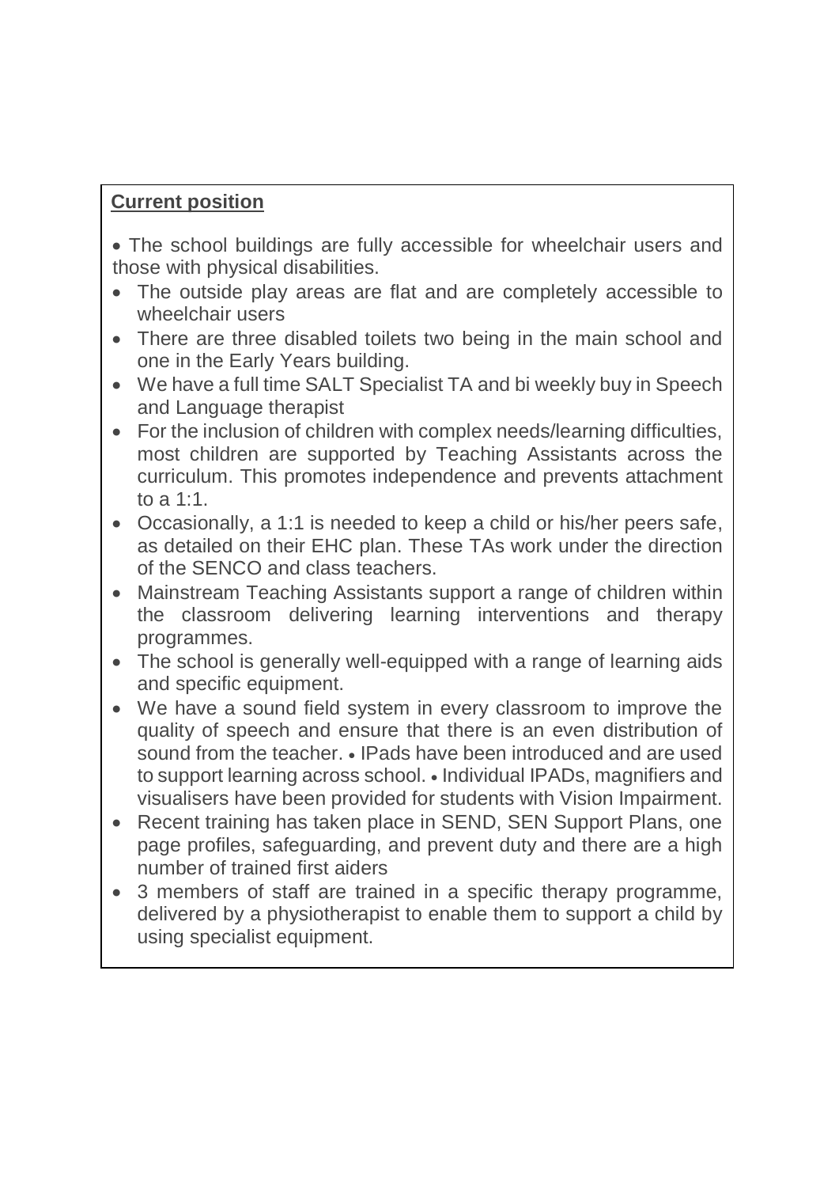**Current position**

- The school buildings are fully accessible for wheelchair users and those with physical disabilities.
- The outside play areas are flat and are completely accessible to wheelchair users
- There are three disabled toilets two being in the main school and one in the Early Years building.
- We have a full time SALT Specialist TA and bi weekly buy in Speech and Language therapist
- For the inclusion of children with complex needs/learning difficulties, most children are supported by Teaching Assistants across the curriculum. This promotes independence and prevents attachment to a 1:1.
- Occasionally, a 1:1 is needed to keep a child or his/her peers safe, as detailed on their EHC plan. These TAs work under the direction of the SENCO and class teachers.
- Mainstream Teaching Assistants support a range of children within the classroom delivering learning interventions and therapy programmes.
- The school is generally well-equipped with a range of learning aids and specific equipment.
- We have a sound field system in every classroom to improve the quality of speech and ensure that there is an even distribution of sound from the teacher.
- IPads have been introduced and are used to support learning across school.
- Individual IPADs, magnifiers and visualisers have been provided for students with Vision Impairment.
- Recent training has taken place in SEND, SEN Support Plans, one page profiles, safeguarding, and prevent duty and there are a high number of trained first aiders
- 3 members of staff are trained in a specific therapy programme, delivered by a physiotherapist to enable them to support a child by using specialist equipment.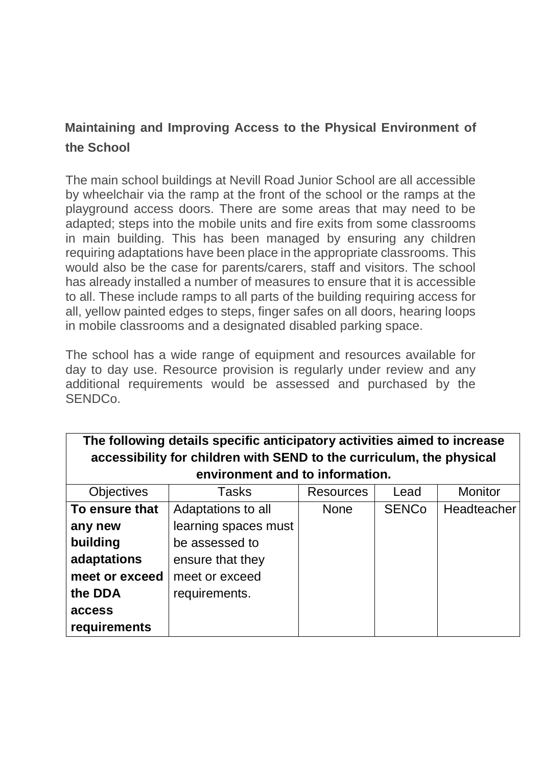## Maintaining and Improving Access to the Physical Environment of the School

The main school buildings at Nevill Road Junior School are all accessible by wheelchair via the ramp at the front of the school or the ramps at the playground access doors. There are some areas that may need to be adapted; steps into the mobile units and fire exits from some classrooms in main building. This has been managed by ensuring any children requiring adaptations have been place in the appropriate classrooms. This would also be the case for parents/carers, staff and visitors. The school has already installed a number of measures to ensure that it is accessible to all. These include ramps to all parts of the building requiring access for all, yellow painted edges to steps, finger safes on all doors, hearing loops in mobile classrooms and a designated disabled parking space.

The school has a wide range of equipment and resources available for day to day use. Resource provision is regularly under review and any additional requirements would be assessed and purchased by the SENDCo.

| **The following details specific anticipatory activities aimed to increase accessibility for children with SEND to the curriculum, the physical environment and to information.** | | | | |
|---|---|---|---|---|
| Objectives | Tasks | Resources | Lead | Monitor |
| **To ensure that any new building adaptations meet or exceed the DDA access requirements** | Adaptations to all learning spaces must be assessed to ensure that they meet or exceed requirements. | None | SENCo | Headteacher |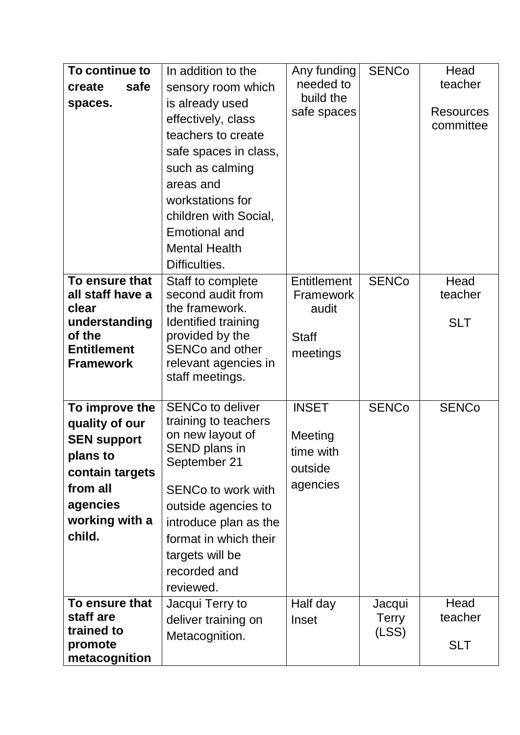| | | | | |
|---|---|---|---|---|
| **To continue to create safe spaces.** | In addition to the sensory room which is already used effectively, class teachers to create safe spaces in class, such as calming areas and workstations for children with Social, Emotional and Mental Health Difficulties. | Any funding needed to build the safe spaces | SENCo | Head teacher<br><br>Resources committee |
| **To ensure that all staff have a clear understanding of the Entitlement Framework** | Staff to complete second audit from the framework. Identified training provided by the SENCo and other relevant agencies in staff meetings. | Entitlement Framework audit<br><br>Staff meetings | SENCo | Head teacher<br><br>SLT |
| **To improve the quality of our SEN support plans to contain targets from all agencies working with a child.** | SENCo to deliver training to teachers on new layout of SEND plans in September 21<br><br>SENCo to work with outside agencies to introduce plan as the format in which their targets will be recorded and reviewed. | INSET<br><br>Meeting time with outside agencies | SENCo | SENCo |
| **To ensure that staff are trained to promote metacognition** | Jacqui Terry to deliver training on Metacognition. | Half day Inset | Jacqui Terry (LSS) | Head teacher<br><br>SLT |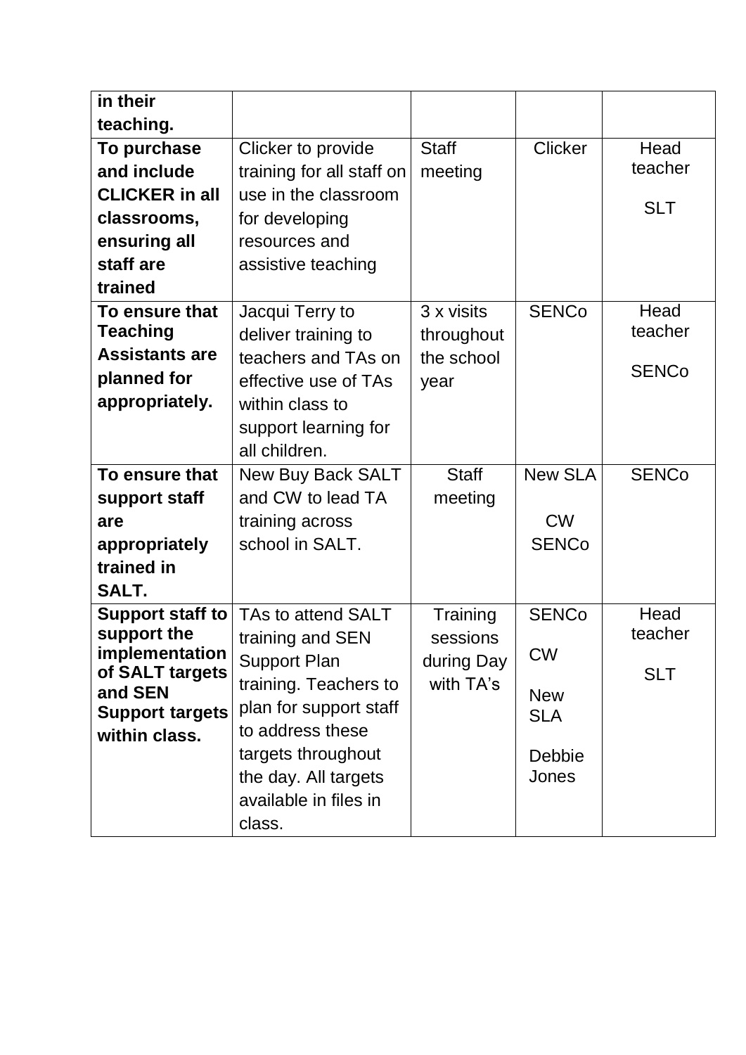| | | | | |
|---|---|---|---|---|
| **in their teaching.** | | | | |
| **To purchase and include CLICKER in all classrooms, ensuring all staff are trained** | Clicker to provide training for all staff on use in the classroom for developing resources and assistive teaching | Staff meeting | Clicker | Head teacher<br><br>SLT |
| **To ensure that Teaching Assistants are planned for appropriately.** | Jacqui Terry to deliver training to teachers and TAs on effective use of TAs within class to support learning for all children. | 3 x visits throughout the school year | SENCo | Head teacher<br><br>SENCo |
| **To ensure that support staff are appropriately trained in SALT.** | New Buy Back SALT and CW to lead TA training across school in SALT. | Staff meeting | New SLA<br><br>CW SENCo | SENCo |
| **Support staff to support the implementation of SALT targets and SEN Support targets within class.** | TAs to attend SALT training and SEN Support Plan training. Teachers to plan for support staff to address these targets throughout the day. All targets available in files in class. | Training sessions during Day with TA's | SENCo<br><br>CW<br><br>New SLA<br><br>Debbie Jones | Head teacher<br><br>SLT |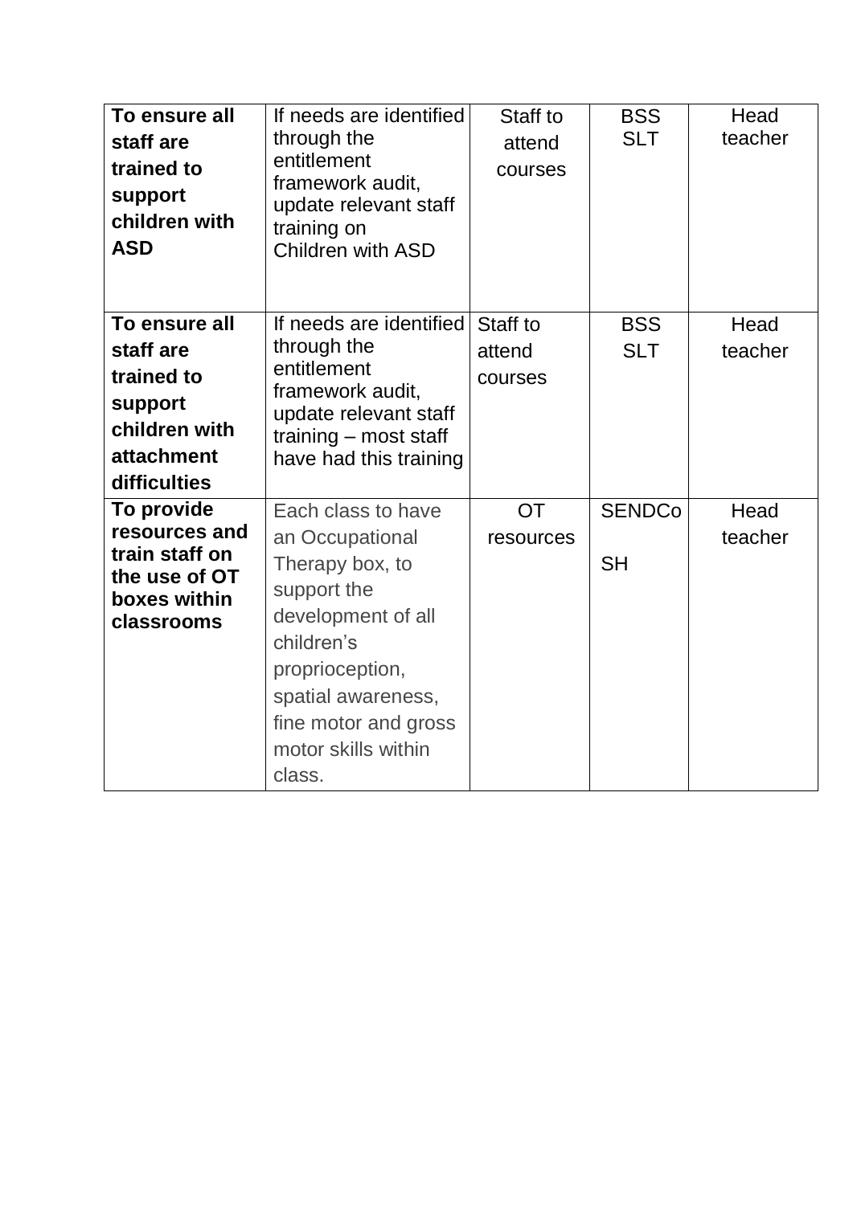| **To ensure all staff are trained to support children with ASD** | If needs are identified through the entitlement framework audit, update relevant staff training on Children with ASD | Staff to attend courses | BSS SLT | Head teacher |
|---|---|---|---|---|
| **To ensure all staff are trained to support children with attachment difficulties** | If needs are identified through the entitlement framework audit, update relevant staff training – most staff have had this training | Staff to attend courses | BSS SLT | Head teacher |
| **To provide resources and train staff on the use of OT boxes within classrooms** | Each class to have an Occupational Therapy box, to support the development of all children's proprioception, spatial awareness, fine motor and gross motor skills within class. | OT resources | SENDCo SH | Head teacher |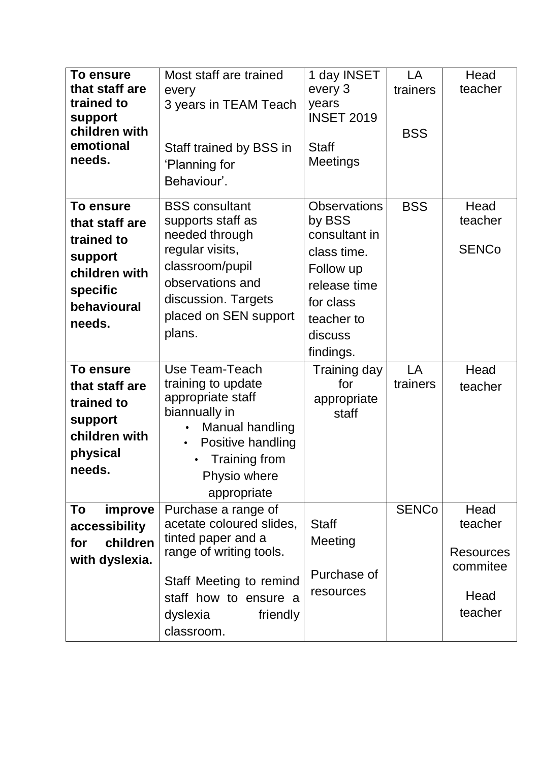| **To ensure that staff are trained to support children with emotional needs.** | Most staff are trained every 3 years in TEAM Teach<br><br>Staff trained by BSS in 'Planning for Behaviour'. | 1 day INSET every 3 years INSET 2019<br><br>Staff Meetings | LA trainers<br><br>BSS | Head teacher |
|---|---|---|---|---|
| **To ensure that staff are trained to support children with specific behavioural needs.** | BSS consultant supports staff as needed through regular visits, classroom/pupil observations and discussion. Targets placed on SEN support plans. | Observations by BSS consultant in class time. Follow up release time for class teacher to discuss findings. | BSS | Head teacher<br><br>SENCo |
| **To ensure that staff are trained to support children with physical needs.** | Use Team-Teach training to update appropriate staff biannually in<br>• Manual handling<br>• Positive handling<br>• Training from Physio where appropriate | Training day for appropriate staff | LA trainers | Head teacher |
| **To improve accessibility for children with dyslexia.** | Purchase a range of acetate coloured slides, tinted paper and a range of writing tools.<br><br>Staff Meeting to remind staff how to ensure a dyslexia friendly classroom. | Staff Meeting<br><br>Purchase of resources | SENCo | Head teacher<br><br>Resources commitee<br><br>Head teacher |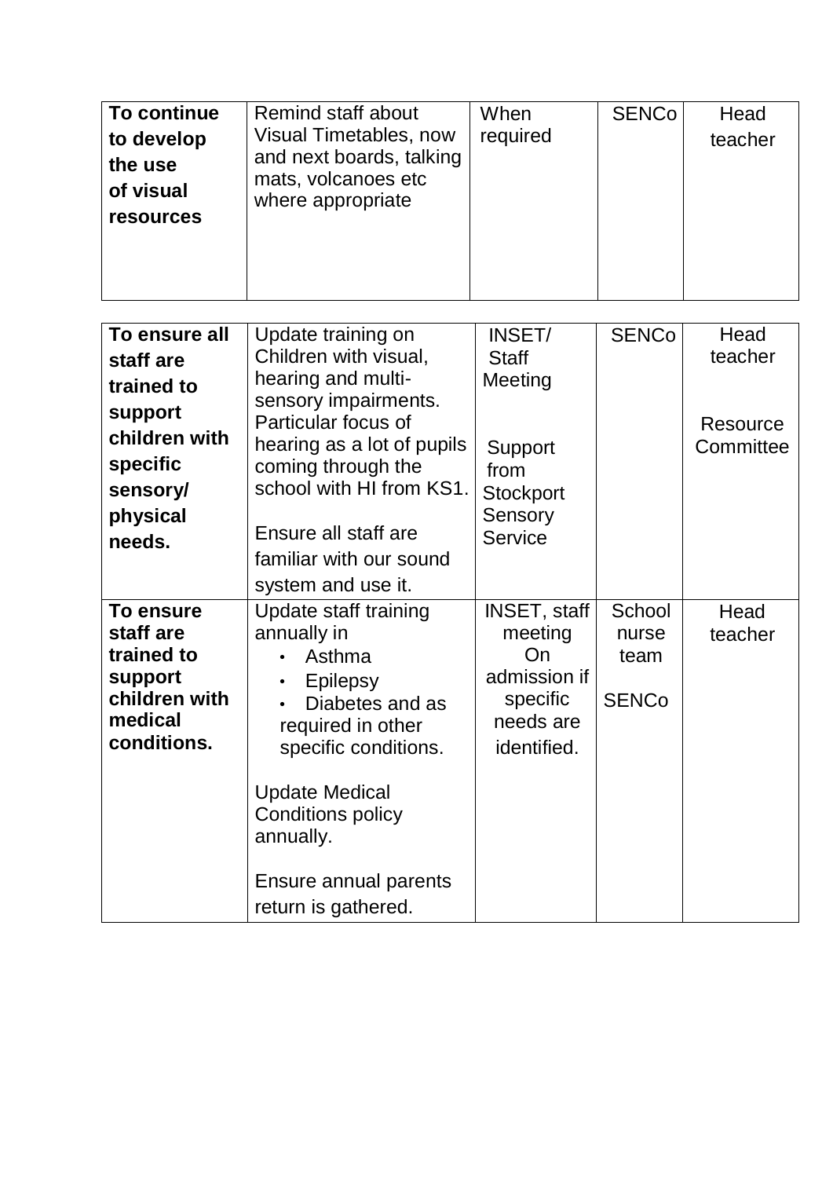| | | | | |
|---|---|---|---|---|
| **To continue to develop the use of visual resources** | Remind staff about Visual Timetables, now and next boards, talking mats, volcanoes etc where appropriate | When required | SENCo | Head teacher |

| | | | | |
|---|---|---|---|---|
| **To ensure all staff are trained to support children with specific sensory/ physical needs.** | Update training on Children with visual, hearing and multi-sensory impairments. Particular focus of hearing as a lot of pupils coming through the school with HI from KS1.<br><br>Ensure all staff are familiar with our sound system and use it. | INSET/ Staff Meeting<br><br>Support from Stockport Sensory Service | SENCo | Head teacher<br><br>Resource Committee |
| **To ensure staff are trained to support children with medical conditions.** | Update staff training annually in<br>• Asthma<br>• Epilepsy<br>• Diabetes and as required in other specific conditions.<br><br>Update Medical Conditions policy annually.<br><br>Ensure annual parents return is gathered. | INSET, staff meeting On admission if specific needs are identified. | School nurse team<br><br>SENCo | Head teacher |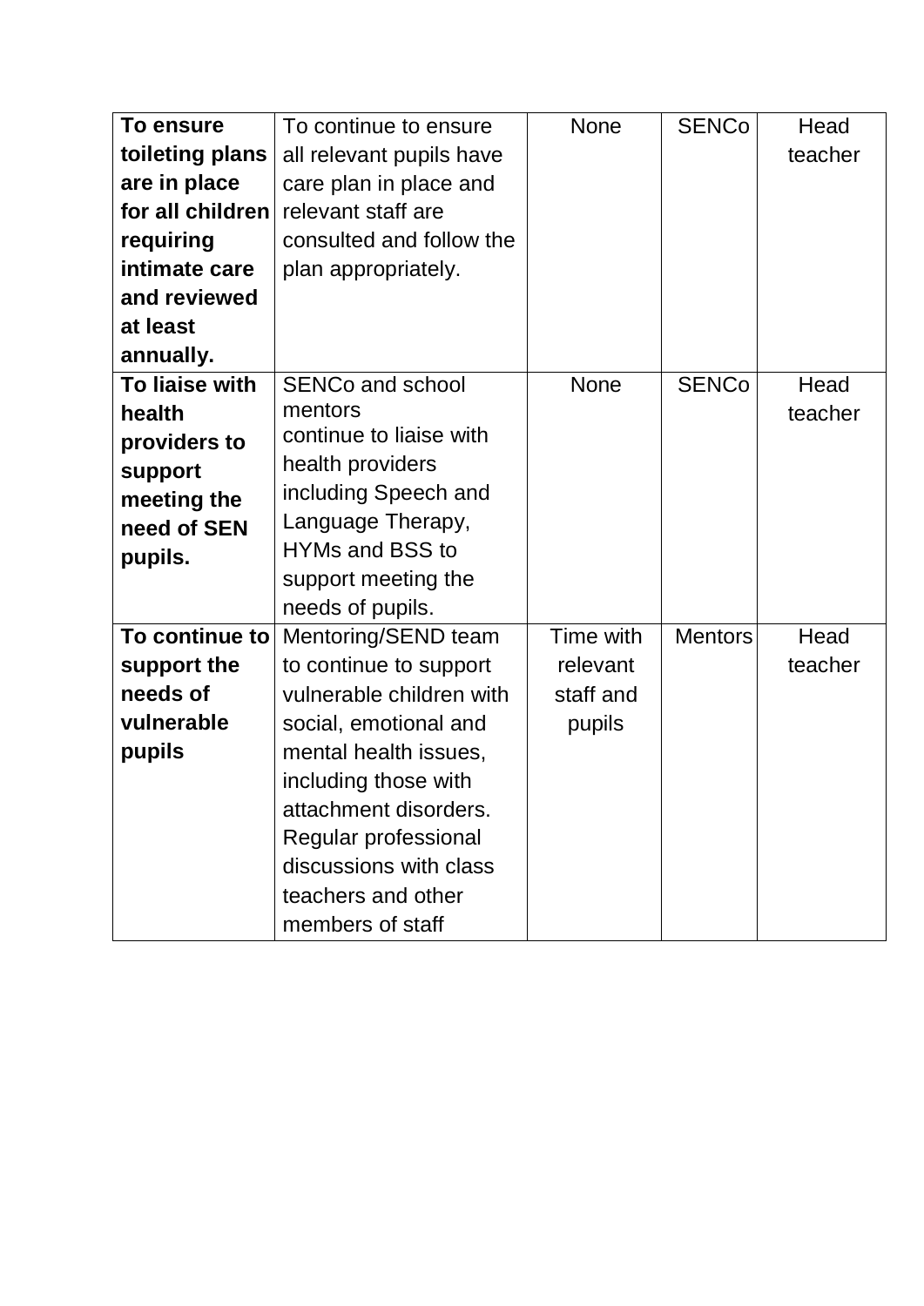| **To ensure toileting plans are in place for all children requiring intimate care and reviewed at least annually.** | To continue to ensure all relevant pupils have care plan in place and relevant staff are consulted and follow the plan appropriately. | None | SENCo | Head teacher |
|---|---|---|---|---|
| **To liaise with health providers to support meeting the need of SEN pupils.** | SENCo and school mentors continue to liaise with health providers including Speech and Language Therapy, HYMs and BSS to support meeting the needs of pupils. | None | SENCo | Head teacher |
| **To continue to support the needs of vulnerable pupils** | Mentoring/SEND team to continue to support vulnerable children with social, emotional and mental health issues, including those with attachment disorders. Regular professional discussions with class teachers and other members of staff | Time with relevant staff and pupils | Mentors | Head teacher |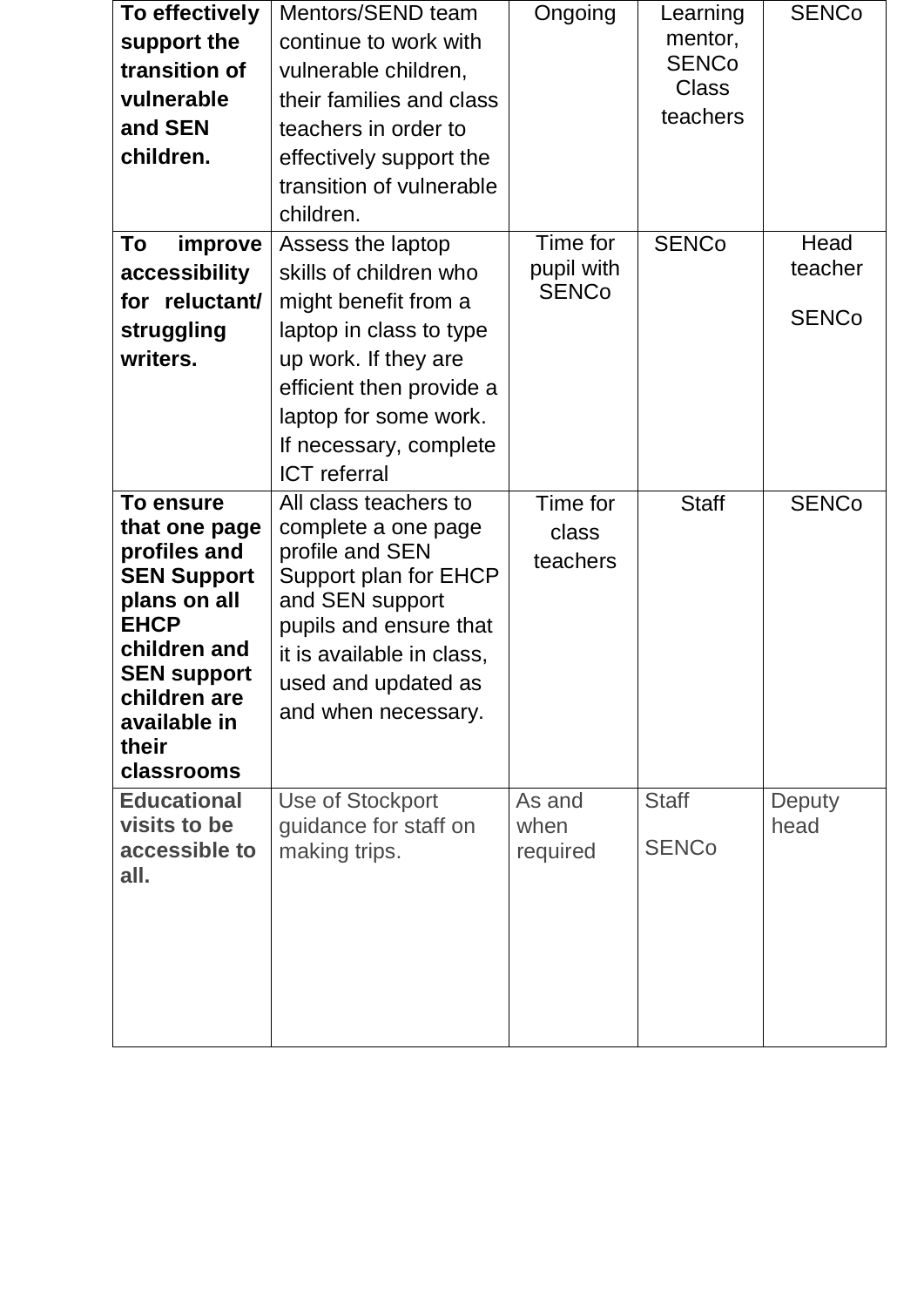| **To effectively support the transition of vulnerable and SEN children.** | Mentors/SEND team continue to work with vulnerable children, their families and class teachers in order to effectively support the transition of vulnerable children. | Ongoing | Learning mentor, SENCo Class teachers | SENCo |
|---|---|---|---|---|
| **To improve accessibility for reluctant/ struggling writers.** | Assess the laptop skills of children who might benefit from a laptop in class to type up work. If they are efficient then provide a laptop for some work. If necessary, complete ICT referral | Time for pupil with SENCo | SENCo | Head teacher<br><br>SENCo |
| **To ensure that one page profiles and SEN Support plans on all EHCP children and SEN support children are available in their classrooms** | All class teachers to complete a one page profile and SEN Support plan for EHCP and SEN support pupils and ensure that it is available in class, used and updated as and when necessary. | Time for class teachers | Staff | SENCo |
| **Educational visits to be accessible to all.** | Use of Stockport guidance for staff on making trips. | As and when required | Staff<br><br>SENCo | Deputy head |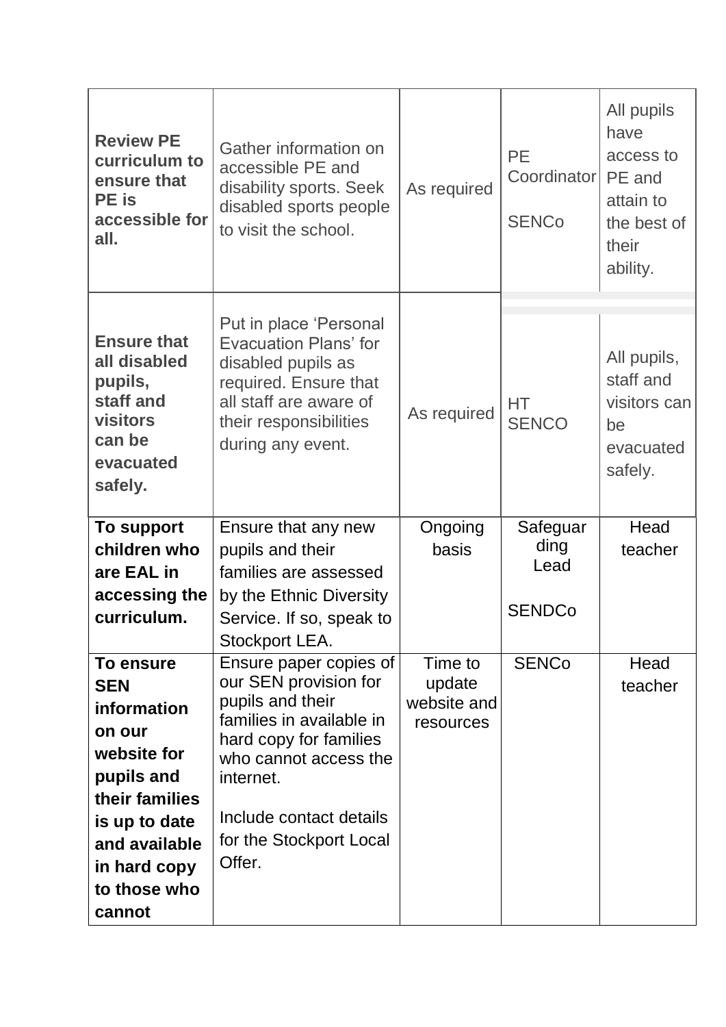| | | | | |
|---|---|---|---|---|
| **Review PE curriculum to ensure that PE is accessible for all.** | Gather information on accessible PE and disability sports. Seek disabled sports people to visit the school. | As required | PE Coordinator<br><br>SENCo | All pupils have access to PE and attain to the best of their ability. |
| **Ensure that all disabled pupils, staff and visitors can be evacuated safely.** | Put in place 'Personal Evacuation Plans' for disabled pupils as required. Ensure that all staff are aware of their responsibilities during any event. | As required | HT<br>SENCO | All pupils, staff and visitors can be evacuated safely. |
| **To support children who are EAL in accessing the curriculum.** | Ensure that any new pupils and their families are assessed by the Ethnic Diversity Service. If so, speak to Stockport LEA. | Ongoing basis | Safeguarding Lead<br><br>SENDCo | Head teacher |
| **To ensure SEN information on our website for pupils and their families is up to date and available in hard copy to those who cannot** | Ensure paper copies of our SEN provision for pupils and their families in available in hard copy for families who cannot access the internet.<br><br>Include contact details for the Stockport Local Offer. | Time to update website and resources | SENCo | Head teacher |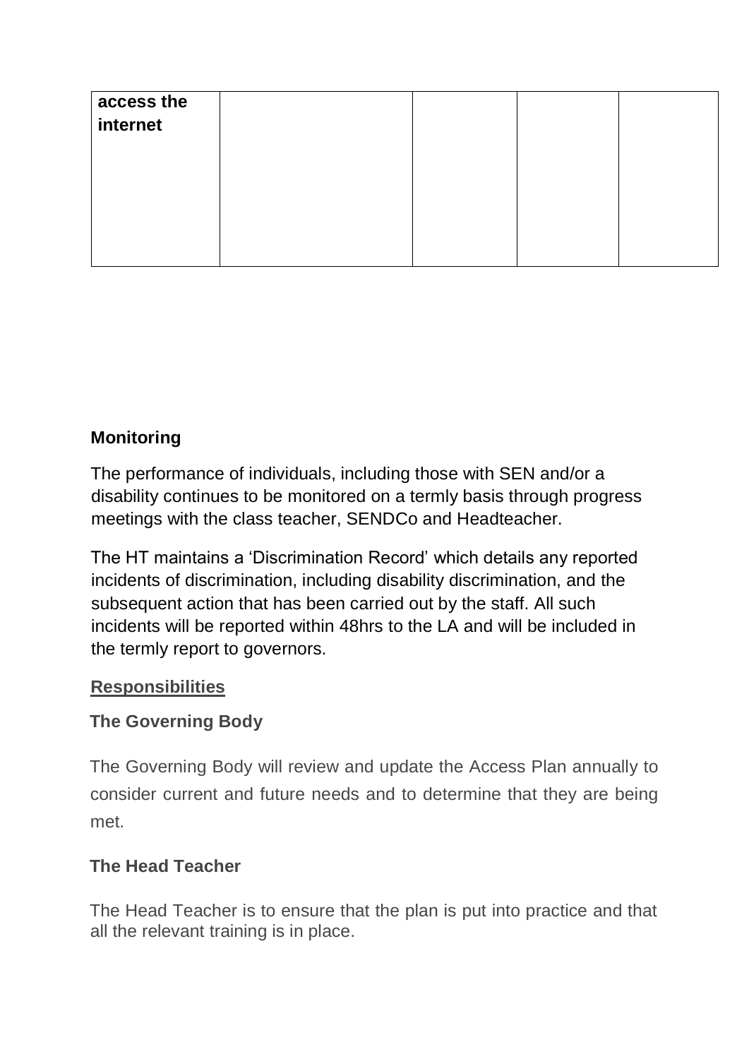| **access the internet** | | | | |
| --- | --- | --- | --- | --- |

**Monitoring**

The performance of individuals, including those with SEN and/or a disability continues to be monitored on a termly basis through progress meetings with the class teacher, SENDCo and Headteacher.

The HT maintains a 'Discrimination Record' which details any reported incidents of discrimination, including disability discrimination, and the subsequent action that has been carried out by the staff. All such incidents will be reported within 48hrs to the LA and will be included in the termly report to governors.

**Responsibilities**

**The Governing Body**

The Governing Body will review and update the Access Plan annually to consider current and future needs and to determine that they are being met.

**The Head Teacher**

The Head Teacher is to ensure that the plan is put into practice and that all the relevant training is in place.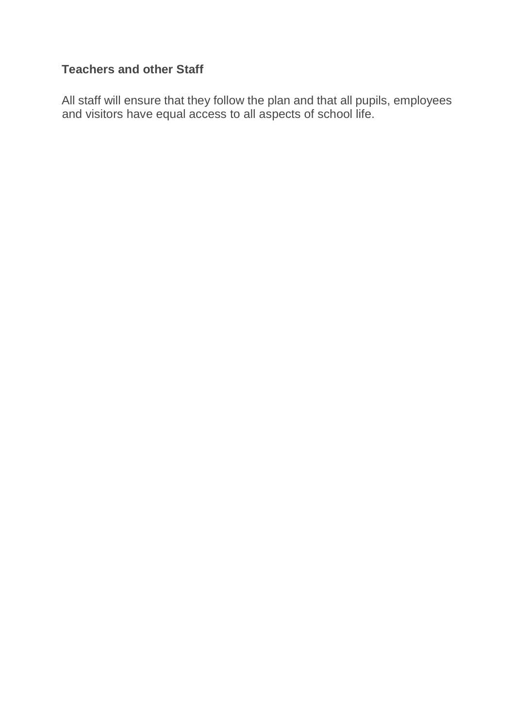**Teachers and other Staff**

All staff will ensure that they follow the plan and that all pupils, employees and visitors have equal access to all aspects of school life.